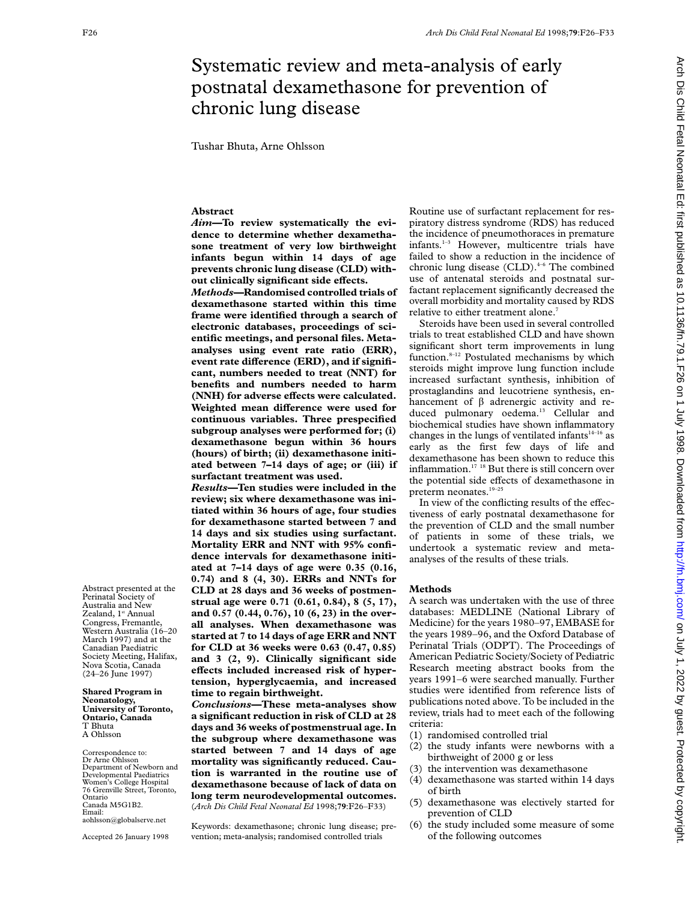# Systematic review and meta-analysis of early postnatal dexamethasone for prevention of chronic lung disease

Tushar Bhuta, Arne Ohlsson

## Abstract

***Aim*—To review systematically the evidence to determine whether dexamethasone treatment of very low birthweight infants begun within 14 days of age prevents chronic lung disease (CLD) without clinically significant side effects.**

***Methods*—Randomised controlled trials of dexamethasone started within this time frame were identified through a search of electronic databases, proceedings of scientific meetings, and personal files. Meta-analyses using event rate ratio (ERR), event rate difference (ERD), and if significant, numbers needed to treat (NNT) for benefits and numbers needed to harm (NNH) for adverse effects were calculated. Weighted mean difference were used for continuous variables. Three prespecified subgroup analyses were performed for; (i) dexamethasone begun within 36 hours (hours) of birth; (ii) dexamethasone initiated between 7–14 days of age; or (iii) if surfactant treatment was used.**

***Results*—Ten studies were included in the review; six where dexamethasone was initiated within 36 hours of age, four studies for dexamethasone started between 7 and 14 days and six studies using surfactant. Mortality ERR and NNT with 95% confidence intervals for dexamethasone initiated at 7–14 days of age were 0.35 (0.16, 0.74) and 8 (4, 30). ERRs and NNTs for CLD at 28 days and 36 weeks of postmenstrual age were 0.71 (0.61, 0.84), 8 (5, 17), and 0.57 (0.44, 0.76), 10 (6, 23) in the overall analyses. When dexamethasone was started at 7 to 14 days of age ERR and NNT for CLD at 36 weeks were 0.63 (0.47, 0.85) and 3 (2, 9). Clinically significant side effects included increased risk of hypertension, hyperglycaemia, and increased time to regain birthweight.**

***Conclusions*—These meta-analyses show a significant reduction in risk of CLD at 28 days and 36 weeks of postmenstrual age. In the subgroup where dexamethasone was started between 7 and 14 days of age mortality was significantly reduced. Caution is warranted in the routine use of dexamethasone because of lack of data on long term neurodevelopmental outcomes.**
(*Arch Dis Child Fetal Neonatal Ed* 1998;**79**:F26–F33)

Keywords: dexamethasone; chronic lung disease; prevention; meta-analysis; randomised controlled trials

Abstract presented at the Perinatal Society of Australia and New Zealand, 1st Annual Congress, Fremantle, Western Australia (16–20 March 1997) and at the Canadian Paediatric Society Meeting, Halifax, Nova Scotia, Canada (24–26 June 1997)

**Shared Program in Neonatology, University of Toronto, Ontario, Canada**
T Bhuta
A Ohlsson

Correspondence to: Dr Arne Ohlsson Department of Newborn and Developmental Paediatrics Women's College Hospital 76 Grenville Street, Toronto, Ontario Canada M5G1B2.
Email: aohlsson@globalserve.net

Accepted 26 January 1998

Routine use of surfactant replacement for respiratory distress syndrome (RDS) has reduced the incidence of pneumothoraces in premature infants.[1–3] However, multicentre trials have failed to show a reduction in the incidence of chronic lung disease (CLD).[4–6] The combined use of antenatal steroids and postnatal surfactant replacement significantly decreased the overall morbidity and mortality caused by RDS relative to either treatment alone.[7]

Steroids have been used in several controlled trials to treat established CLD and have shown significant short term improvements in lung function.[8–12] Postulated mechanisms by which steroids might improve lung function include increased surfactant synthesis, inhibition of prostaglandins and leucotriene synthesis, enhancement of β adrenergic activity and reduced pulmonary oedema.[13] Cellular and biochemical studies have shown inflammatory changes in the lungs of ventilated infants[14–16] as early as the first few days of life and dexamethasone has been shown to reduce this inflammation.[17 18] But there is still concern over the potential side effects of dexamethasone in preterm neonates.[19–25]

In view of the conflicting results of the effectiveness of early postnatal dexamethasone for the prevention of CLD and the small number of patients in some of these trials, we undertook a systematic review and meta-analyses of the results of these trials.

## Methods

A search was undertaken with the use of three databases: MEDLINE (National Library of Medicine) for the years 1980–97, EMBASE for the years 1989–96, and the Oxford Database of Perinatal Trials (ODPT). The Proceedings of American Pediatric Society/Society of Pediatric Research meeting abstract books from the years 1991–6 were searched manually. Further studies were identified from reference lists of publications noted above. To be included in the review, trials had to meet each of the following criteria:

(1) randomised controlled trial
(2) the study infants were newborns with a birthweight of 2000 g or less
(3) the intervention was dexamethasone
(4) dexamethasone was started within 14 days of birth
(5) dexamethasone was electively started for prevention of CLD
(6) the study included some measure of some of the following outcomes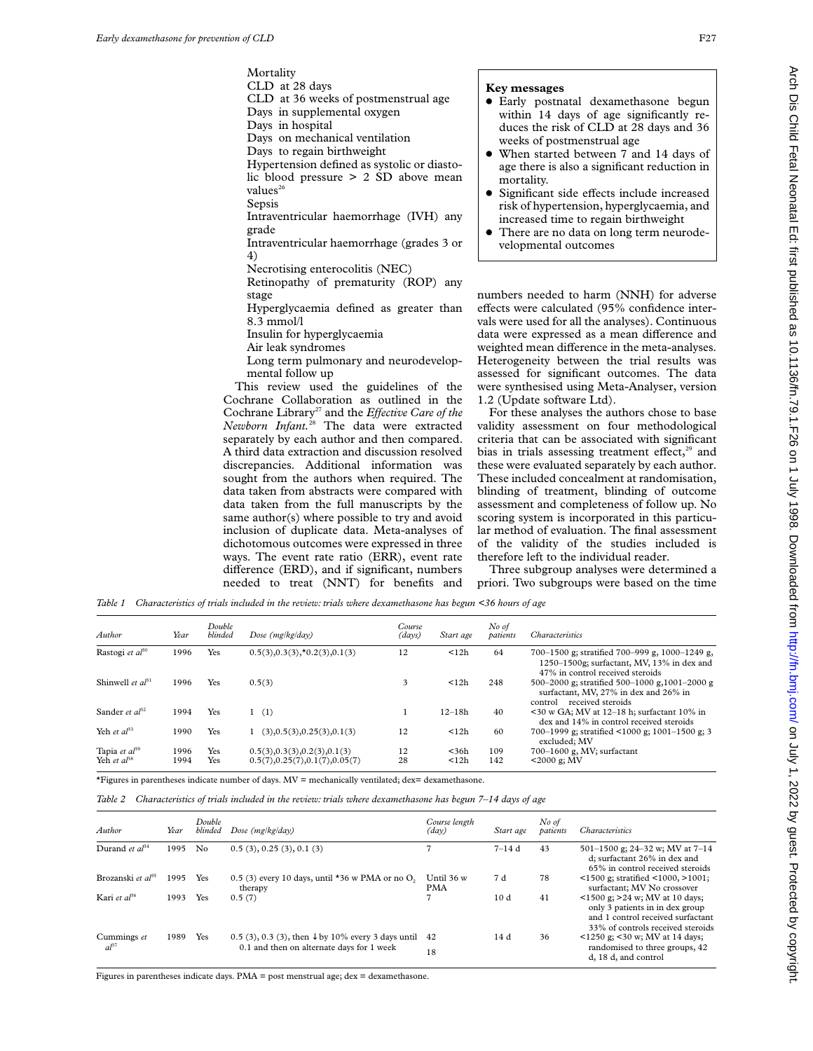Mortality

CLD at 28 days

CLD at 36 weeks of postmenstrual age

Days in supplemental oxygen

Days in hospital

Days on mechanical ventilation

Days to regain birthweight

Hypertension defined as systolic or diastolic blood pressure > 2 SD above mean values[26]

Sepsis

Intraventricular haemorrhage (IVH) any grade

Intraventricular haemorrhage (grades 3 or 4)

Necrotising enterocolitis (NEC)

Retinopathy of prematurity (ROP) any stage

Hyperglycaemia defined as greater than 8.3 mmol/l

Insulin for hyperglycaemia

Air leak syndromes

Long term pulmonary and neurodevelopmental follow up

This review used the guidelines of the Cochrane Collaboration as outlined in the Cochrane Library[27] and the *Effective Care of the Newborn Infant.*[28] The data were extracted separately by each author and then compared. A third data extraction and discussion resolved discrepancies. Additional information was sought from the authors when required. The data taken from abstracts were compared with data taken from the full manuscripts by the same author(s) where possible to try and avoid inclusion of duplicate data. Meta-analyses of dichotomous outcomes were expressed in three ways. The event rate ratio (ERR), event rate difference (ERD), and if significant, numbers needed to treat (NNT) for benefits and numbers needed to harm (NNH) for adverse effects were calculated (95% confidence intervals were used for all the analyses). Continuous data were expressed as a mean difference and weighted mean difference in the meta-analyses. Heterogeneity between the trial results was assessed for significant outcomes. The data were synthesised using Meta-Analyser, version 1.2 (Update software Ltd).

For these analyses the authors chose to base validity assessment on four methodological criteria that can be associated with significant bias in trials assessing treatment effect,[29] and these were evaluated separately by each author. These included concealment at randomisation, blinding of treatment, blinding of outcome assessment and completeness of follow up. No scoring system is incorporated in this particular method of evaluation. The final assessment of the validity of the studies included is therefore left to the individual reader.

Three subgroup analyses were determined a priori. Two subgroups were based on the time

**Key messages**

- Early postnatal dexamethasone begun within 14 days of age significantly reduces the risk of CLD at 28 days and 36 weeks of postmenstrual age
- When started between 7 and 14 days of age there is also a significant reduction in mortality.
- Significant side effects include increased risk of hypertension, hyperglycaemia, and increased time to regain birthweight
- There are no data on long term neurodevelopmental outcomes

*Table 1 Characteristics of trials included in the review: trials where dexamethasone has begun <36 hours of age*

| Author | Year | Double blinded | Dose (mg/kg/day) | Course (days) | Start age | No of patients | Characteristics |
|---|---|---|---|---|---|---|---|
| Rastogi *et al*[30] | 1996 | Yes | 0.5(3),0.3(3),*0.2(3),0.1(3) | 12 | <12h | 64 | 700–1500 g; stratified 700–999 g, 1000–1249 g, 1250–1500g; surfactant, MV, 13% in dex and 47% in control received steroids |
| Shinwell *et al*[31] | 1996 | Yes | 0.5(3) | 3 | <12h | 248 | 500–2000 g; stratified 500–1000 g,1001–2000 g surfactant, MV, 27% in dex and 26% in control received steroids |
| Sander *et al*[32] | 1994 | Yes | 1 (1) | 1 | 12–18h | 40 | <30 w GA; MV at 12–18 h; surfactant 10% in dex and 14% in control received steroids |
| Yeh *et al*[33] | 1990 | Yes | 1 (3),0.5(3),0.25(3),0.1(3) | 12 | <12h | 60 | 700–1999 g; stratified <1000 g; 1001–1500 g; 3 excluded; MV |
| Tapia *et al*[39] | 1996 | Yes | 0.5(3),0.3(3),0.2(3),0.1(3) | 12 | <36h | 109 | 700–1600 g, MV; surfactant |
| Yeh *et al*[38] | 1994 | Yes | 0.5(7),0.25(7),0.1(7),0.05(7) | 28 | <12h | 142 | <2000 g; MV |

*Figures in parentheses indicate number of days. MV = mechanically ventilated; dex= dexamethasone.

*Table 2 Characteristics of trials included in the review: trials where dexamethasone has begun 7–14 days of age*

| Author | Year | Double blinded | Dose (mg/kg/day) | Course length (day) | Start age | No of patients | Characteristics |
|---|---|---|---|---|---|---|---|
| Durand *et al*[34] | 1995 | No | 0.5 (3), 0.25 (3), 0.1 (3) | 7 | 7–14 d | 43 | 501–1500 g; 24–32 w; MV at 7–14 d; surfactant 26% in dex and 65% in control received steroids |
| Brozanski *et al*[35] | 1995 | Yes | 0.5 (3) every 10 days, until *36 w PMA or no $O_2$ therapy | Until 36 w PMA | 7 d | 78 | <1500 g; stratified <1000, >1001; surfactant; MV No crossover |
| Kari *et al*[36] | 1993 | Yes | 0.5 (7) | 7 | 10 d | 41 | <1500 g; >24 w; MV at 10 days; only 3 patients in in dex group and 1 control received surfactant 33% of controls received steroids |
| Cummings *et al*[37] | 1989 | Yes | 0.5 (3), 0.3 (3), then ↓ by 10% every 3 days until 0.1 and then on alternate days for 1 week | 42<br>18 | 14 d | 36 | <1250 g; <30 w; MV at 14 days; randomised to three groups, 42 d, 18 d, and control |

Figures in parentheses indicate days. PMA = post menstrual age; dex = dexamethasone.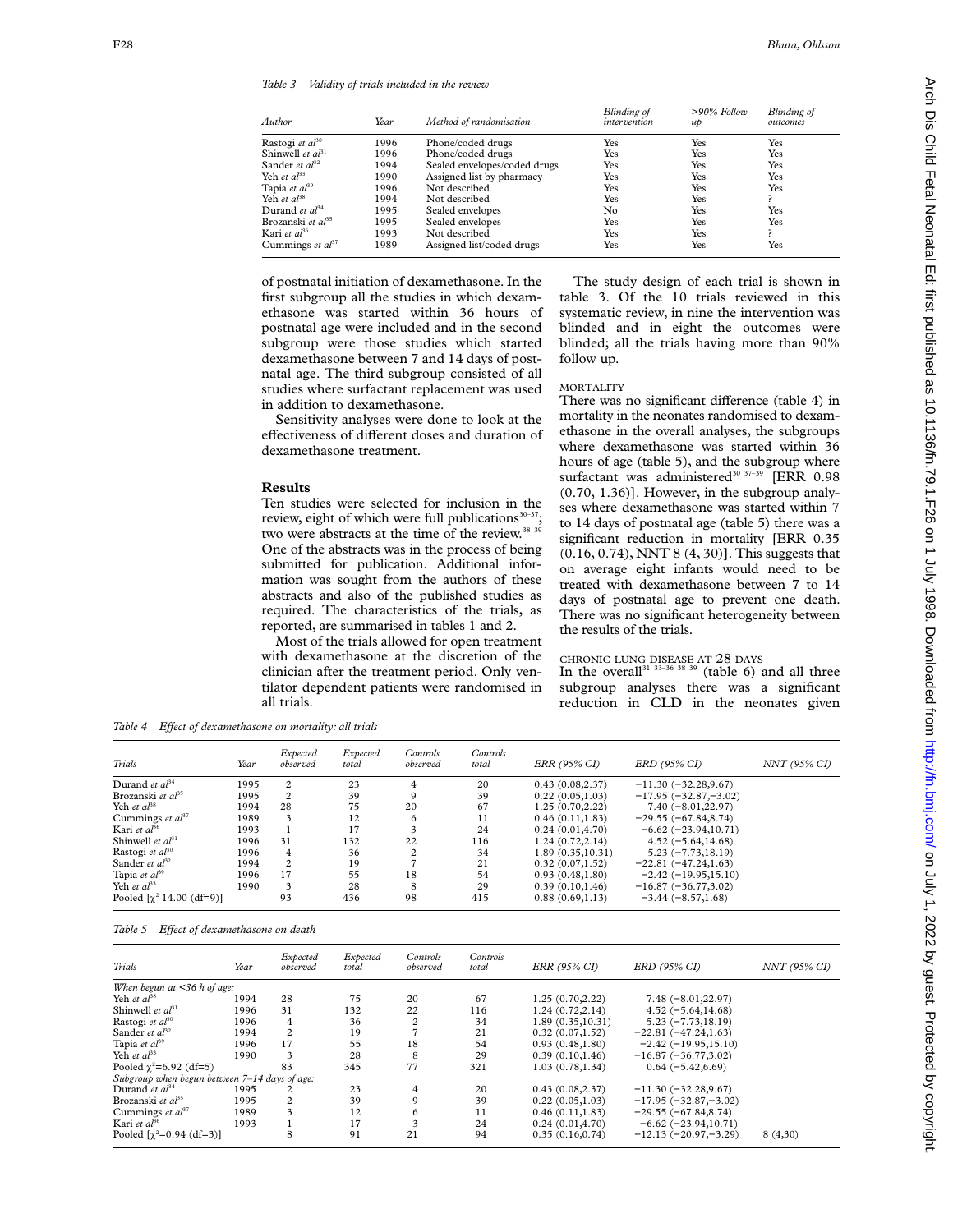*Table 3 Validity of trials included in the review*

| Author | Year | Method of randomisation | Blinding of intervention | >90% Follow up | Blinding of outcomes |
|---|---|---|---|---|---|
| Rastogi *et al*[30] | 1996 | Phone/coded drugs | Yes | Yes | Yes |
| Shinwell *et al*[31] | 1996 | Phone/coded drugs | Yes | Yes | Yes |
| Sander *et al*[32] | 1994 | Sealed envelopes/coded drugs | Yes | Yes | Yes |
| Yeh *et al*[33] | 1990 | Assigned list by pharmacy | Yes | Yes | Yes |
| Tapia *et al*[39] | 1996 | Not described | Yes | Yes | Yes |
| Yeh *et al*[38] | 1994 | Not described | Yes | Yes | ? |
| Durand *et al*[34] | 1995 | Sealed envelopes | No | Yes | Yes |
| Brozanski *et al*[35] | 1995 | Sealed envelopes | Yes | Yes | Yes |
| Kari *et al*[36] | 1993 | Not described | Yes | Yes | ? |
| Cummings *et al*[37] | 1989 | Assigned list/coded drugs | Yes | Yes | Yes |

of postnatal initiation of dexamethasone. In the first subgroup all the studies in which dexamethasone was started within 36 hours of postnatal age were included and in the second subgroup were those studies which started dexamethasone between 7 and 14 days of postnatal age. The third subgroup consisted of all studies where surfactant replacement was used in addition to dexamethasone.

Sensitivity analyses were done to look at the effectiveness of different doses and duration of dexamethasone treatment.

## Results

Ten studies were selected for inclusion in the review, eight of which were full publications[30–37]; two were abstracts at the time of the review.[38 39] One of the abstracts was in the process of being submitted for publication. Additional information was sought from the authors of these abstracts and also of the published studies as required. The characteristics of the trials, as reported, are summarised in tables 1 and 2.

Most of the trials allowed for open treatment with dexamethasone at the discretion of the clinician after the treatment period. Only ventilator dependent patients were randomised in all trials.

The study design of each trial is shown in table 3. Of the 10 trials reviewed in this systematic review, in nine the intervention was blinded and in eight the outcomes were blinded; all the trials having more than 90% follow up.

### MORTALITY

There was no significant difference (table 4) in mortality in the neonates randomised to dexamethasone in the overall analyses, the subgroups where dexamethasone was started within 36 hours of age (table 5), and the subgroup where surfactant was administered[30 37–39] [ERR 0.98 (0.70, 1.36)]. However, in the subgroup analyses where dexamethasone was started within 7 to 14 days of postnatal age (table 5) there was a significant reduction in mortality [ERR 0.35 (0.16, 0.74), NNT 8 (4, 30)]. This suggests that on average eight infants would need to be treated with dexamethasone between 7 to 14 days of postnatal age to prevent one death. There was no significant heterogeneity between the results of the trials.

### CHRONIC LUNG DISEASE AT 28 DAYS

In the overall[31 33–36 38 39] (table 6) and all three subgroup analyses there was a significant reduction in CLD in the neonates given

*Table 4 Effect of dexamethasone on mortality: all trials*

| Trials | Year | Expected observed | Expected total | Controls observed | Controls total | ERR (95% CI) | ERD (95% CI) | NNT (95% CI) |
|---|---|---|---|---|---|---|---|---|
| Durand *et al*[34] | 1995 | 2 | 23 | 4 | 20 | 0.43 (0.08,2.37) | −11.30 (−32.28,9.67) | |
| Brozanski *et al*[35] | 1995 | 2 | 39 | 9 | 39 | 0.22 (0.05,1.03) | −17.95 (−32.87,−3.02) | |
| Yeh *et al*[38] | 1994 | 28 | 75 | 20 | 67 | 1.25 (0.70,2.22) | 7.40 (−8.01,22.97) | |
| Cummings *et al*[37] | 1989 | 3 | 12 | 6 | 11 | 0.46 (0.11,1.83) | −29.55 (−67.84,8.74) | |
| Kari *et al*[36] | 1993 | 1 | 17 | 3 | 24 | 0.24 (0.01,4.70) | −6.62 (−23.94,10.71) | |
| Shinwell *et al*[31] | 1996 | 31 | 132 | 22 | 116 | 1.24 (0.72,2.14) | 4.52 (−5.64,14.68) | |
| Rastogi *et al*[30] | 1996 | 4 | 36 | 2 | 34 | 1.89 (0.35,10.31) | 5.23 (−7.73,18.19) | |
| Sander *et al*[32] | 1994 | 2 | 19 | 7 | 21 | 0.32 (0.07,1.52) | −22.81 (−47.24,1.63) | |
| Tapia *et al*[39] | 1996 | 17 | 55 | 18 | 54 | 0.93 (0.48,1.80) | −2.42 (−19.95,15.10) | |
| Yeh *et al*[33] | 1990 | 3 | 28 | 8 | 29 | 0.39 (0.10,1.46) | −16.87 (−36.77,3.02) | |
| Pooled [$\chi^2$ 14.00 (df=9)] | | 93 | 436 | 98 | 415 | 0.88 (0.69,1.13) | −3.44 (−8.57,1.68) | |

*Table 5 Effect of dexamethasone on death*

| Trials | Year | Expected observed | Expected total | Controls observed | Controls total | ERR (95% CI) | ERD (95% CI) | NNT (95% CI) |
|---|---|---|---|---|---|---|---|---|
| *When begun at <36 h of age:* | | | | | | | | |
| Yeh *et al*[38] | 1994 | 28 | 75 | 20 | 67 | 1.25 (0.70,2.22) | 7.48 (−8.01,22.97) | |
| Shinwell *et al*[31] | 1996 | 31 | 132 | 22 | 116 | 1.24 (0.72,2.14) | 4.52 (−5.64,14.68) | |
| Rastogi *et al*[30] | 1996 | 4 | 36 | 2 | 34 | 1.89 (0.35,10.31) | 5.23 (−7.73,18.19) | |
| Sander *et al*[32] | 1994 | 2 | 19 | 7 | 21 | 0.32 (0.07,1.52) | −22.81 (−47.24,1.63) | |
| Tapia *et al*[39] | 1996 | 17 | 55 | 18 | 54 | 0.93 (0.48,1.80) | −2.42 (−19.95,15.10) | |
| Yeh *et al*[33] | 1990 | 3 | 28 | 8 | 29 | 0.39 (0.10,1.46) | −16.87 (−36.77,3.02) | |
| Pooled $\chi^2$=6.92 (df=5) | | 83 | 345 | 77 | 321 | 1.03 (0.78,1.34) | 0.64 (−5.42,6.69) | |
| *Subgroup when begun between 7–14 days of age:* | | | | | | | | |
| Durand *et al*[34] | 1995 | 2 | 23 | 4 | 20 | 0.43 (0.08,2.37) | −11.30 (−32.28,9.67) | |
| Brozanski *et al*[35] | 1995 | 2 | 39 | 9 | 39 | 0.22 (0.05,1.03) | −17.95 (−32.87,−3.02) | |
| Cummings *et al*[37] | 1989 | 3 | 12 | 6 | 11 | 0.46 (0.11,1.83) | −29.55 (−67.84,8.74) | |
| Kari *et al*[36] | 1993 | 1 | 17 | 3 | 24 | 0.24 (0.01,4.70) | −6.62 (−23.94,10.71) | |
| Pooled [$\chi^2$=0.94 (df=3)] | | 8 | 91 | 21 | 94 | 0.35 (0.16,0.74) | −12.13 (−20.97,−3.29) | 8 (4,30) |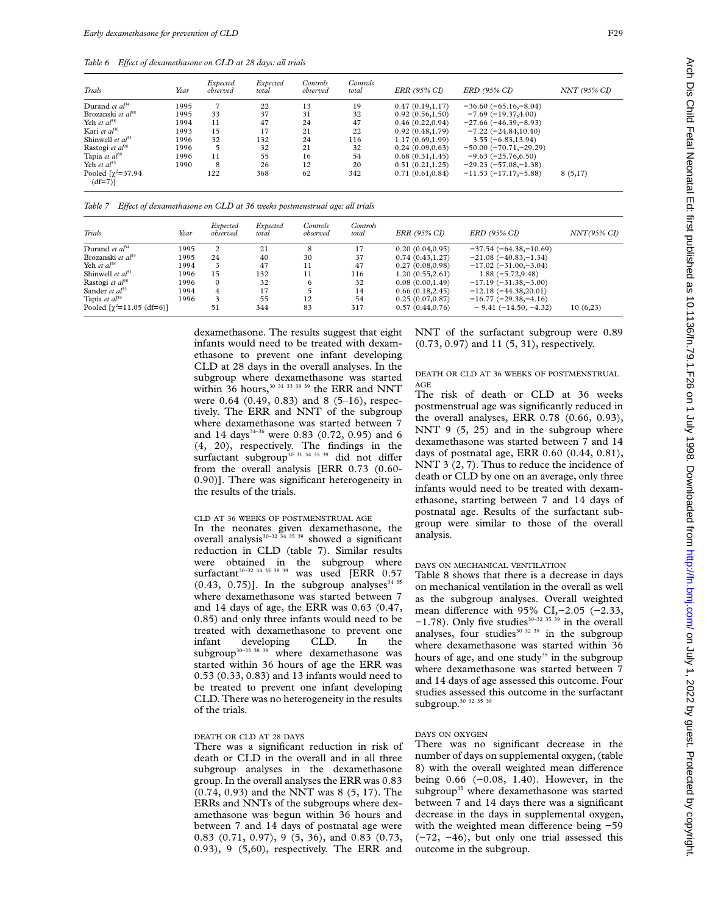*Table 6 Effect of dexamethasone on CLD at 28 days: all trials*

| Trials | Year | Expected observed | Expected total | Controls observed | Controls total | ERR (95% CI) | ERD (95% CI) | NNT (95% CI) |
|---|---|---|---|---|---|---|---|---|
| Durand *et al*[34] | 1995 | 7 | 22 | 13 | 19 | 0.47 (0.19,1.17) | −36.60 (−65.16,−8.04) | |
| Brozanski *et al*[35] | 1995 | 33 | 37 | 31 | 32 | 0.92 (0.56,1.50) | −7.69 (−19.37,4.00) | |
| Yeh *et al*[38] | 1994 | 11 | 47 | 24 | 47 | 0.46 (0.22,0.94) | −27.66 (−46.39,−8.93) | |
| Kari *et al*[36] | 1993 | 15 | 17 | 21 | 22 | 0.92 (0.48,1.79) | −7.22 (−24.84,10.40) | |
| Shinwell *et al*[31] | 1996 | 32 | 132 | 24 | 116 | 1.17 (0.69,1.99) | 3.55 (−6.83,13.94) | |
| Rastogi *et al*[30] | 1996 | 5 | 32 | 21 | 32 | 0.24 (0.09,0.63) | −50.00 (−70.71,−29.29) | |
| Tapia *et al*[39] | 1996 | 11 | 55 | 16 | 54 | 0.68 (0.31,1.45) | −9.63 (−25.76,6.50) | |
| Yeh *et al*[33] | 1990 | 8 | 26 | 12 | 20 | 0.51 (0.21,1.25) | −29.23 (−57.08,−1.38) | |
| Pooled [$\chi^2$=37.94 (df=7)] | | 122 | 368 | 62 | 342 | 0.71 (0.61,0.84) | −11.53 (−17.17,−5.88) | 8 (5,17) |

*Table 7 Effect of dexamethasone on CLD at 36 weeks postmenstrual age: all trials*

| Trials | Year | Expected observed | Expected total | Controls observed | Controls total | ERR (95% CI) | ERD (95% CI) | NNT(95% CI) |
|---|---|---|---|---|---|---|---|---|
| Durand *et al*[34] | 1995 | 2 | 21 | 8 | 17 | 0.20 (0.04,0.95) | −37.54 (−64.38,−10.69) | |
| Brozanski *et al*[35] | 1995 | 24 | 40 | 30 | 37 | 0.74 (0.43,1.27) | −21.08 (−40.83,−1.34) | |
| Yeh *et al*[38] | 1994 | 3 | 47 | 11 | 47 | 0.27 (0.08,0.98) | −17.02 (−31.00,−3.04) | |
| Shinwell *et al*[31] | 1996 | 15 | 132 | 11 | 116 | 1.20 (0.55,2.61) | 1.88 (−5.72,9.48) | |
| Rastogi *et al*[30] | 1996 | 0 | 32 | 6 | 32 | 0.08 (0.00,1.49) | −17.19 (−31.38,−3.00) | |
| Sander *et al*[32] | 1994 | 4 | 17 | 5 | 14 | 0.66 (0.18,2.45) | −12.18 (−44.38,20.01) | |
| Tapia *et al*[39] | 1996 | 3 | 55 | 12 | 54 | 0.25 (0.07,0.87) | −16.77 (−29.38,−4.16) | |
| Pooled [$\chi^2$=11.05 (df=6)] | | 51 | 344 | 83 | 317 | 0.57 (0.44,0.76) | − 9.41 (−14.50, −4.32) | 10 (6,23) |

dexamethasone. The results suggest that eight infants would need to be treated with dexamethasone to prevent one infant developing CLD at 28 days in the overall analyses. In the subgroup where dexamethasone was started within 36 hours,[30 31 33 38 39] the ERR and NNT were 0.64 (0.49, 0.83) and 8 (5–16), respectively. The ERR and NNT of the subgroup where dexamethasone was started between 7 and 14 days[34–36] were 0.83 (0.72, 0.95) and 6 (4, 20), respectively. The findings in the surfactant subgroup[30 31 34 35 39] did not differ from the overall analysis [ERR 0.73 (0.60-0.90)]. There was significant heterogeneity in the results of the trials.

### CLD AT 36 WEEKS OF POSTMENSTRUAL AGE

In the neonates given dexamethasone, the overall analysis[30–32 34 35 39] showed a significant reduction in CLD (table 7). Similar results were obtained in the subgroup where surfactant[30–32 34 35 38 39] was used [ERR 0.57 (0.43, 0.75)]. In the subgroup analyses[34 35] where dexamethasone was started between 7 and 14 days of age, the ERR was 0.63 (0.47, 0.85) and only three infants would need to be treated with dexamethasone to prevent one infant developing CLD. In the subgroup[30–33 38 39] where dexamethasone was started within 36 hours of age the ERR was 0.53 (0.33, 0.83) and 13 infants would need to be treated to prevent one infant developing CLD. There was no heterogeneity in the results of the trials.

### DEATH OR CLD AT 28 DAYS

There was a significant reduction in risk of death or CLD in the overall and in all three subgroup analyses in the dexamethasone group. In the overall analyses the ERR was 0.83 (0.74, 0.93) and the NNT was 8 (5, 17). The ERRs and NNTs of the subgroups where dexamethasone was begun within 36 hours and between 7 and 14 days of postnatal age were 0.83 (0.71, 0.97), 9 (5, 36), and 0.83 (0.73, 0.93), 9 (5,60), respectively. The ERR and NNT of the surfactant subgroup were 0.89 (0.73, 0.97) and 11 (5, 31), respectively.

### DEATH OR CLD AT 36 WEEKS OF POSTMENSTRUAL AGE

The risk of death or CLD at 36 weeks postmenstrual age was significantly reduced in the overall analyses, ERR 0.78 (0.66, 0.93), NNT 9 (5, 25) and in the subgroup where dexamethasone was started between 7 and 14 days of postnatal age, ERR 0.60 (0.44, 0.81), NNT 3 (2, 7). Thus to reduce the incidence of death or CLD by one on an average, only three infants would need to be treated with dexamethasone, starting between 7 and 14 days of postnatal age. Results of the surfactant subgroup were similar to those of the overall analysis.

### DAYS ON MECHANICAL VENTILATION

Table 8 shows that there is a decrease in days on mechanical ventilation in the overall as well as the subgroup analyses. Overall weighted mean difference with 95% CI,−2.05 (−2.33, −1.78). Only five studies[30–32 35 39] in the overall analyses, four studies[30–32 39] in the subgroup where dexamethasone was started within 36 hours of age, and one study[35] in the subgroup where dexamethasone was started between 7 and 14 days of age assessed this outcome. Four studies assessed this outcome in the surfactant subgroup.[30 32 35 39]

### DAYS ON OXYGEN

There was no significant decrease in the number of days on supplemental oxygen, (table 8) with the overall weighted mean difference being 0.66 (−0.08, 1.40). However, in the subgroup[35] where dexamethasone was started between 7 and 14 days there was a significant decrease in the days in supplemental oxygen, with the weighted mean difference being −59 (−72, −46), but only one trial assessed this outcome in the subgroup.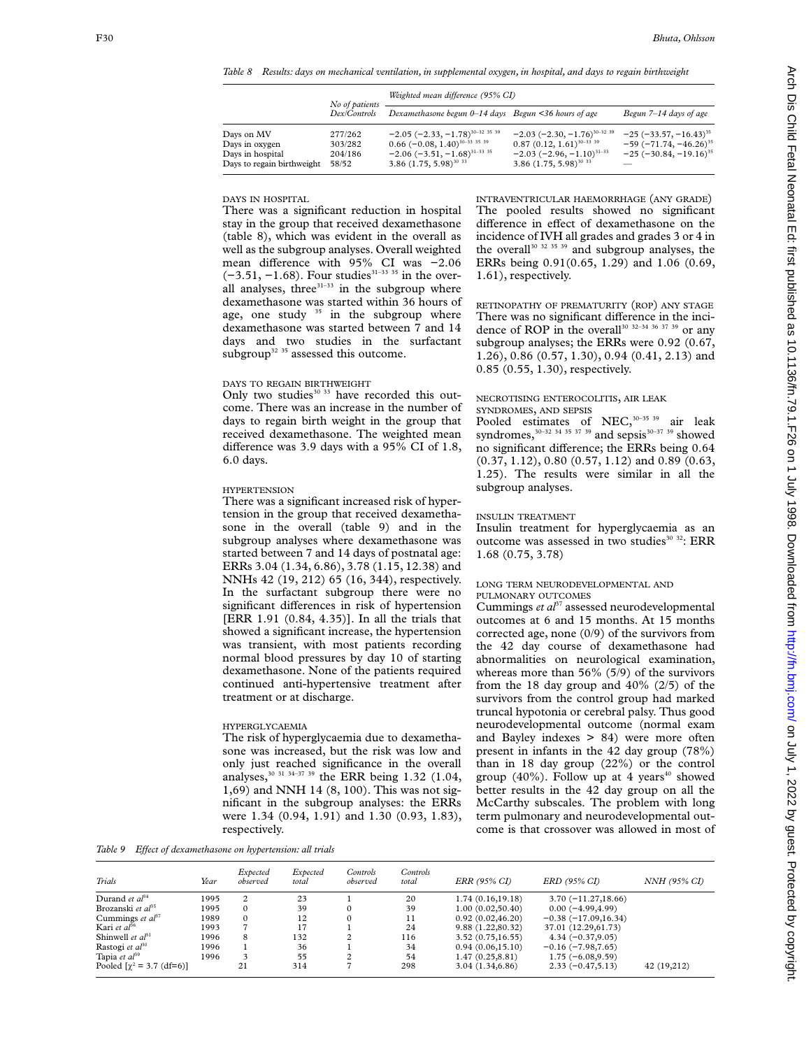Table 8 Results: days on mechanical ventilation, in supplemental oxygen, in hospital, and days to regain birthweight

| | No of patients Dex/Controls | Weighted mean difference (95% CI) | | |
|---|---|---|---|---|
| | | Dexamethasone begun 0–14 days | Begun <36 hours of age | Begun 7–14 days of age |
| Days on MV | 277/262 | −2.05 (−2.33, −1.78)[30–32 35 39] | −2.03 (−2.30, −1.76)[30–32 39] | −25 (−33.57, −16.43)[35] |
| Days in oxygen | 303/282 | 0.66 (−0.08, 1.40)[30–33 35 39] | 0.87 (0.12, 1.61)[30–33 39] | −59 (−71.74, −46.26)[35] |
| Days in hospital | 204/186 | −2.06 (−3.51, −1.68)[31–33 35] | −2.03 (−2.96, −1.10)[31–33] | −25 (−30.84, −19.16)[35] |
| Days to regain birthweight | 58/52 | 3.86 (1.75, 5.98)[30 33] | 3.86 (1.75, 5.98)[30 33] | — |

### DAYS IN HOSPITAL

There was a significant reduction in hospital stay in the group that received dexamethasone (table 8), which was evident in the overall as well as the subgroup analyses. Overall weighted mean difference with 95% CI was −2.06 (−3.51, −1.68). Four studies[31–33 35] in the overall analyses, three[31–33] in the subgroup where dexamethasone was started within 36 hours of age, one study [35] in the subgroup where dexamethasone was started between 7 and 14 days and two studies in the surfactant subgroup[32 35] assessed this outcome.

### DAYS TO REGAIN BIRTHWEIGHT

Only two studies[30 33] have recorded this outcome. There was an increase in the number of days to regain birth weight in the group that received dexamethasone. The weighted mean difference was 3.9 days with a 95% CI of 1.8, 6.0 days.

### HYPERTENSION

There was a significant increased risk of hypertension in the group that received dexamethasone in the overall (table 9) and in the subgroup analyses where dexamethasone was started between 7 and 14 days of postnatal age: ERRs 3.04 (1.34, 6.86), 3.78 (1.15, 12.38) and NNHs 42 (19, 212) 65 (16, 344), respectively. In the surfactant subgroup there were no significant differences in risk of hypertension [ERR 1.91 (0.84, 4.35)]. In all the trials that showed a significant increase, the hypertension was transient, with most patients recording normal blood pressures by day 10 of starting dexamethasone. None of the patients required continued anti-hypertensive treatment after treatment or at discharge.

### HYPERGLYCAEMIA

The risk of hyperglycaemia due to dexamethasone was increased, but the risk was low and only just reached significance in the overall analyses,[30 31 34–37 39] the ERR being 1.32 (1.04, 1,69) and NNH 14 (8, 100). This was not significant in the subgroup analyses: the ERRs were 1.34 (0.94, 1.91) and 1.30 (0.93, 1.83), respectively.

### INTRAVENTRICULAR HAEMORRHAGE (ANY GRADE)

The pooled results showed no significant difference in effect of dexamethasone on the incidence of IVH all grades and grades 3 or 4 in the overall[30 32 35 39] and subgroup analyses, the ERRs being 0.91(0.65, 1.29) and 1.06 (0.69, 1.61), respectively.

### RETINOPATHY OF PREMATURITY (ROP) ANY STAGE

There was no significant difference in the incidence of ROP in the overall[30 32–34 36 37 39] or any subgroup analyses; the ERRs were 0.92 (0.67, 1.26), 0.86 (0.57, 1.30), 0.94 (0.41, 2.13) and 0.85 (0.55, 1.30), respectively.

### NECROTISING ENTEROCOLITIS, AIR LEAK SYNDROMES, AND SEPSIS

Pooled estimates of NEC,[30–35 39] air leak syndromes,[30–32 34 35 37 39] and sepsis[30–37 39] showed no significant difference; the ERRs being 0.64 (0.37, 1.12), 0.80 (0.57, 1.12) and 0.89 (0.63, 1.25). The results were similar in all the subgroup analyses.

### INSULIN TREATMENT

Insulin treatment for hyperglycaemia as an outcome was assessed in two studies[30 32]: ERR 1.68 (0.75, 3.78)

### LONG TERM NEURODEVELOPMENTAL AND PULMONARY OUTCOMES

Cummings *et al*[37] assessed neurodevelopmental outcomes at 6 and 15 months. At 15 months corrected age, none (0/9) of the survivors from the 42 day course of dexamethasone had abnormalities on neurological examination, whereas more than 56% (5/9) of the survivors from the 18 day group and 40% (2/5) of the survivors from the control group had marked truncal hypotonia or cerebral palsy. Thus good neurodevelopmental outcome (normal exam and Bayley indexes > 84) were more often present in infants in the 42 day group (78%) than in 18 day group (22%) or the control group (40%). Follow up at 4 years[40] showed better results in the 42 day group on all the McCarthy subscales. The problem with long term pulmonary and neurodevelopmental outcome is that crossover was allowed in most of

Table 9 Effect of dexamethasone on hypertension: all trials

| Trials | Year | Expected observed | Expected total | Controls observed | Controls total | ERR (95% CI) | ERD (95% CI) | NNH (95% CI) |
|---|---|---|---|---|---|---|---|---|
| Durand *et al*[34] | 1995 | 2 | 23 | 1 | 20 | 1.74 (0.16,19.18) | 3.70 (−11.27,18.66) | |
| Brozanski *et al*[35] | 1995 | 0 | 39 | 0 | 39 | 1.00 (0.02,50.40) | 0.00 (−4.99,4.99) | |
| Cummings *et al*[37] | 1989 | 0 | 12 | 0 | 11 | 0.92 (0.02,46.20) | −0.38 (−17.09,16.34) | |
| Kari *et al*[36] | 1993 | 7 | 17 | 1 | 24 | 9.88 (1.22,80.32) | 37.01 (12.29,61.73) | |
| Shinwell *et al*[31] | 1996 | 8 | 132 | 2 | 116 | 3.52 (0.75,16.55) | 4.34 (−0.37,9.05) | |
| Rastogi *et al*[30] | 1996 | 1 | 36 | 1 | 34 | 0.94 (0.06,15.10) | −0.16 (−7.98,7.65) | |
| Tapia *et al*[39] | 1996 | 3 | 55 | 2 | 54 | 1.47 (0.25,8.81) | 1.75 (−6.08,9.59) | |
| Pooled [$\chi^2$ = 3.7 (df=6)] | | 21 | 314 | 7 | 298 | 3.04 (1.34,6.86) | 2.33 (−0.47,5.13) | 42 (19,212) |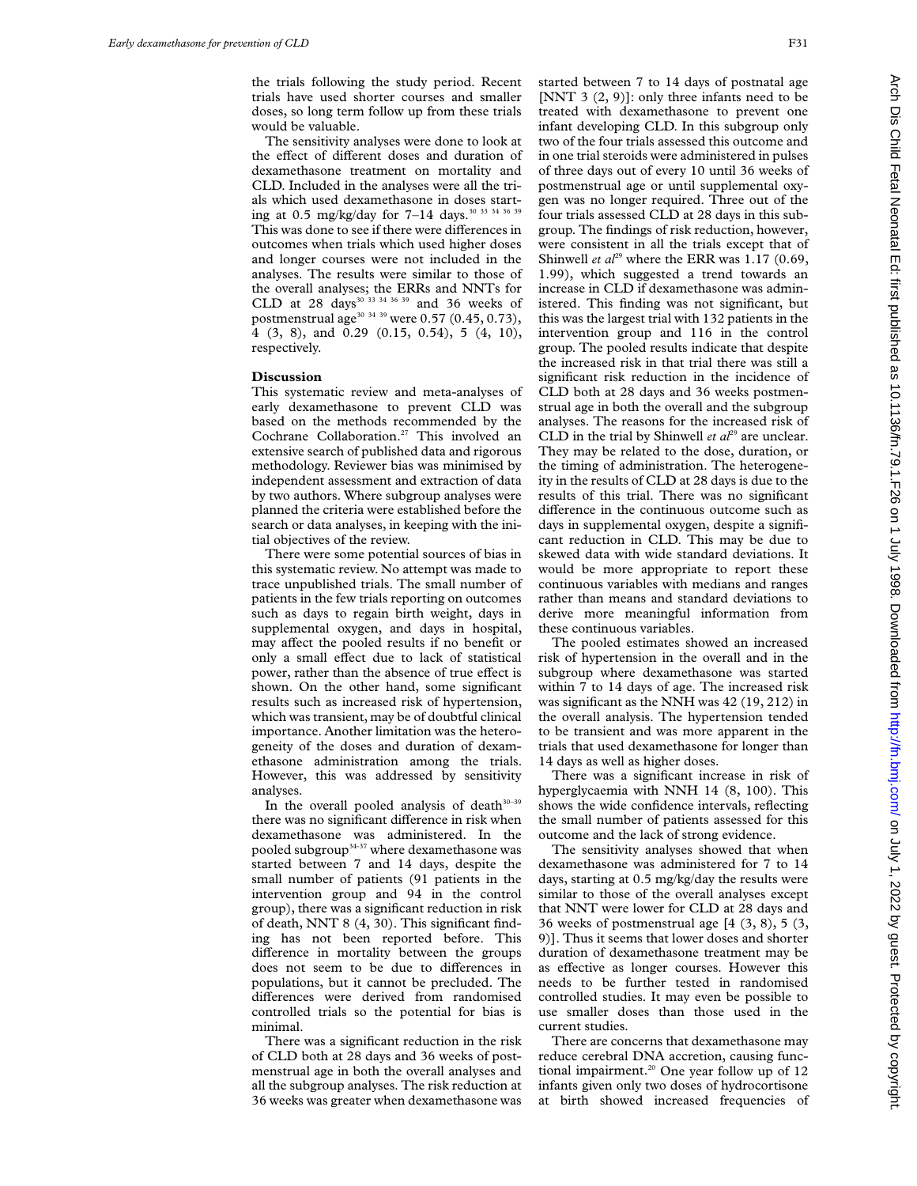the trials following the study period. Recent trials have used shorter courses and smaller doses, so long term follow up from these trials would be valuable.

The sensitivity analyses were done to look at the effect of different doses and duration of dexamethasone treatment on mortality and CLD. Included in the analyses were all the trials which used dexamethasone in doses starting at 0.5 mg/kg/day for 7–14 days.[30 33 34 36 39] This was done to see if there were differences in outcomes when trials which used higher doses and longer courses were not included in the analyses. The results were similar to those of the overall analyses; the ERRs and NNTs for CLD at 28 days[30 33 34 36 39] and 36 weeks of postmenstrual age[30 34 39] were 0.57 (0.45, 0.73), 4 (3, 8), and 0.29 (0.15, 0.54), 5 (4, 10), respectively.

## Discussion

This systematic review and meta-analyses of early dexamethasone to prevent CLD was based on the methods recommended by the Cochrane Collaboration.[27] This involved an extensive search of published data and rigorous methodology. Reviewer bias was minimised by independent assessment and extraction of data by two authors. Where subgroup analyses were planned the criteria were established before the search or data analyses, in keeping with the initial objectives of the review.

There were some potential sources of bias in this systematic review. No attempt was made to trace unpublished trials. The small number of patients in the few trials reporting on outcomes such as days to regain birth weight, days in supplemental oxygen, and days in hospital, may affect the pooled results if no benefit or only a small effect due to lack of statistical power, rather than the absence of true effect is shown. On the other hand, some significant results such as increased risk of hypertension, which was transient, may be of doubtful clinical importance. Another limitation was the heterogeneity of the doses and duration of dexamethasone administration among the trials. However, this was addressed by sensitivity analyses.

In the overall pooled analysis of death[30–39] there was no significant difference in risk when dexamethasone was administered. In the pooled subgroup[34–37] where dexamethasone was started between 7 and 14 days, despite the small number of patients (91 patients in the intervention group and 94 in the control group), there was a significant reduction in risk of death, NNT 8 (4, 30). This significant finding has not been reported before. This difference in mortality between the groups does not seem to be due to differences in populations, but it cannot be precluded. The differences were derived from randomised controlled trials so the potential for bias is minimal.

There was a significant reduction in the risk of CLD both at 28 days and 36 weeks of postmenstrual age in both the overall analyses and all the subgroup analyses. The risk reduction at 36 weeks was greater when dexamethasone was started between 7 to 14 days of postnatal age [NNT 3 (2, 9)]: only three infants need to be treated with dexamethasone to prevent one infant developing CLD. In this subgroup only two of the four trials assessed this outcome and in one trial steroids were administered in pulses of three days out of every 10 until 36 weeks of postmenstrual age or until supplemental oxygen was no longer required. Three out of the four trials assessed CLD at 28 days in this subgroup. The findings of risk reduction, however, were consistent in all the trials except that of Shinwell *et al*[29] where the ERR was 1.17 (0.69, 1.99), which suggested a trend towards an increase in CLD if dexamethasone was administered. This finding was not significant, but this was the largest trial with 132 patients in the intervention group and 116 in the control group. The pooled results indicate that despite the increased risk in that trial there was still a significant risk reduction in the incidence of CLD both at 28 days and 36 weeks postmenstrual age in both the overall and the subgroup analyses. The reasons for the increased risk of CLD in the trial by Shinwell *et al*[29] are unclear. They may be related to the dose, duration, or the timing of administration. The heterogeneity in the results of CLD at 28 days is due to the results of this trial. There was no significant difference in the continuous outcome such as days in supplemental oxygen, despite a significant reduction in CLD. This may be due to skewed data with wide standard deviations. It would be more appropriate to report these continuous variables with medians and ranges rather than means and standard deviations to derive more meaningful information from these continuous variables.

The pooled estimates showed an increased risk of hypertension in the overall and in the subgroup where dexamethasone was started within 7 to 14 days of age. The increased risk was significant as the NNH was 42 (19, 212) in the overall analysis. The hypertension tended to be transient and was more apparent in the trials that used dexamethasone for longer than 14 days as well as higher doses.

There was a significant increase in risk of hyperglycaemia with NNH 14 (8, 100). This shows the wide confidence intervals, reflecting the small number of patients assessed for this outcome and the lack of strong evidence.

The sensitivity analyses showed that when dexamethasone was administered for 7 to 14 days, starting at 0.5 mg/kg/day the results were similar to those of the overall analyses except that NNT were lower for CLD at 28 days and 36 weeks of postmenstrual age [4 (3, 8), 5 (3, 9)]. Thus it seems that lower doses and shorter duration of dexamethasone treatment may be as effective as longer courses. However this needs to be further tested in randomised controlled studies. It may even be possible to use smaller doses than those used in the current studies.

There are concerns that dexamethasone may reduce cerebral DNA accretion, causing functional impairment.[20] One year follow up of 12 infants given only two doses of hydrocortisone at birth showed increased frequencies of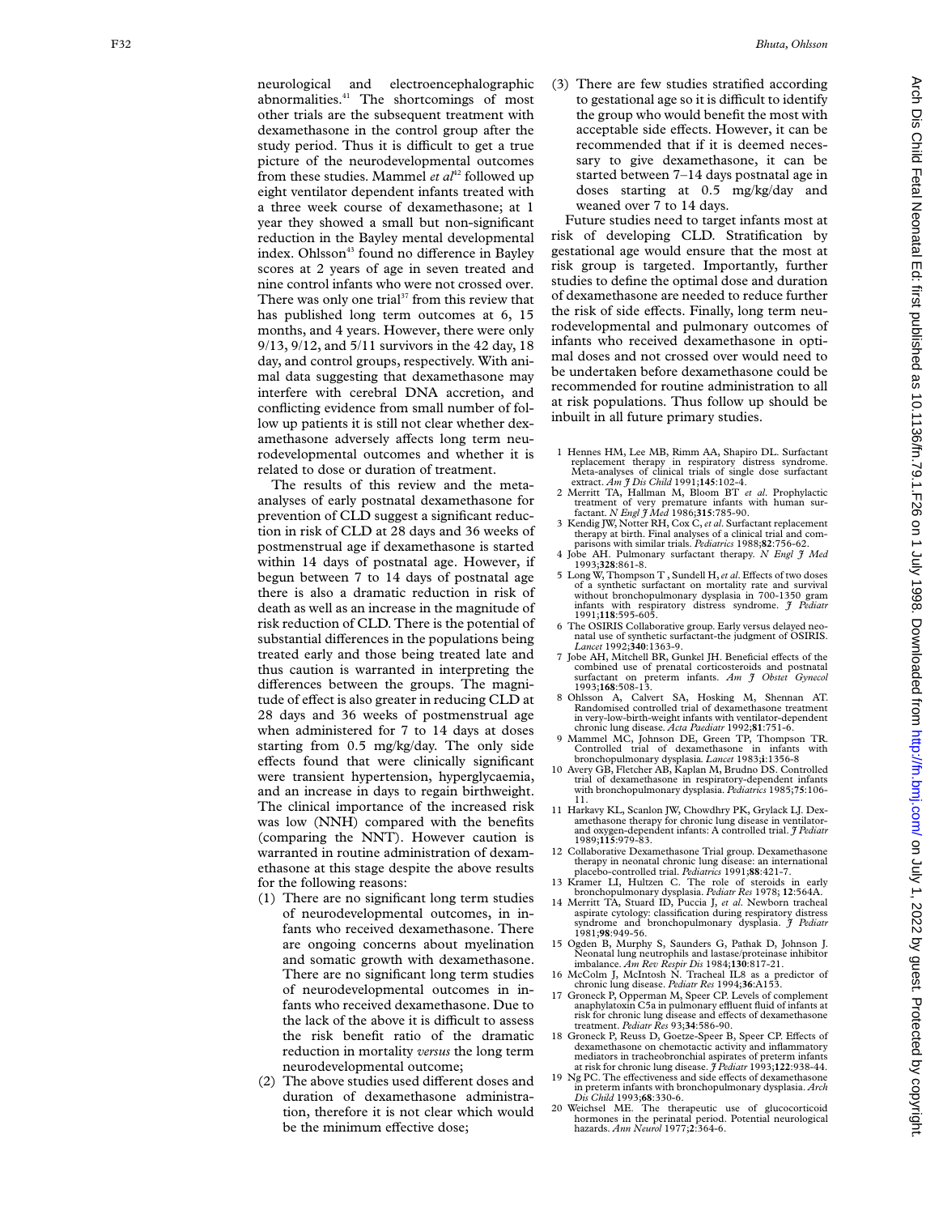neurological and electroencephalographic abnormalities.[41] The shortcomings of most other trials are the subsequent treatment with dexamethasone in the control group after the study period. Thus it is difficult to get a true picture of the neurodevelopmental outcomes from these studies. Mammel *et al*[42] followed up eight ventilator dependent infants treated with a three week course of dexamethasone; at 1 year they showed a small but non-significant reduction in the Bayley mental developmental index. Ohlsson[43] found no difference in Bayley scores at 2 years of age in seven treated and nine control infants who were not crossed over. There was only one trial[37] from this review that has published long term outcomes at 6, 15 months, and 4 years. However, there were only 9/13, 9/12, and 5/11 survivors in the 42 day, 18 day, and control groups, respectively. With animal data suggesting that dexamethasone may interfere with cerebral DNA accretion, and conflicting evidence from small number of follow up patients it is still not clear whether dexamethasone adversely affects long term neurodevelopmental outcomes and whether it is related to dose or duration of treatment.

The results of this review and the meta-analyses of early postnatal dexamethasone for prevention of CLD suggest a significant reduction in risk of CLD at 28 days and 36 weeks of postmenstrual age if dexamethasone is started within 14 days of postnatal age. However, if begun between 7 to 14 days of postnatal age there is also a dramatic reduction in risk of death as well as an increase in the magnitude of risk reduction of CLD. There is the potential of substantial differences in the populations being treated early and those being treated late and thus caution is warranted in interpreting the differences between the groups. The magnitude of effect is also greater in reducing CLD at 28 days and 36 weeks of postmenstrual age when administered for 7 to 14 days at doses starting from 0.5 mg/kg/day. The only side effects found that were clinically significant were transient hypertension, hyperglycaemia, and an increase in days to regain birthweight. The clinical importance of the increased risk was low (NNH) compared with the benefits (comparing the NNT). However caution is warranted in routine administration of dexamethasone at this stage despite the above results for the following reasons:

(1) There are no significant long term studies of neurodevelopmental outcomes, in infants who received dexamethasone. There are ongoing concerns about myelination and somatic growth with dexamethasone. There are no significant long term studies of neurodevelopmental outcomes in infants who received dexamethasone. Due to the lack of the above it is difficult to assess the risk benefit ratio of the dramatic reduction in mortality *versus* the long term neurodevelopmental outcome;

(2) The above studies used different doses and duration of dexamethasone administration, therefore it is not clear which would be the minimum effective dose;

(3) There are few studies stratified according to gestational age so it is difficult to identify the group who would benefit the most with acceptable side effects. However, it can be recommended that if it is deemed necessary to give dexamethasone, it can be started between 7–14 days postnatal age in doses starting at 0.5 mg/kg/day and weaned over 7 to 14 days.

Future studies need to target infants most at risk of developing CLD. Stratification by gestational age would ensure that the most at risk group is targeted. Importantly, further studies to define the optimal dose and duration of dexamethasone are needed to reduce further the risk of side effects. Finally, long term neurodevelopmental and pulmonary outcomes of infants who received dexamethasone in optimal doses and not crossed over would need to be undertaken before dexamethasone could be recommended for routine administration to all at risk populations. Thus follow up should be inbuilt in all future primary studies.

1. Hennes HM, Lee MB, Rimm AA, Shapiro DL. Surfactant replacement therapy in respiratory distress syndrome. Meta-analyses of clinical trials of single dose surfactant extract. *Am J Dis Child* 1991;**145**:102-4.
2. Merritt TA, Hallman M, Bloom BT *et al*. Prophylactic treatment of very premature infants with human surfactant. *N Engl J Med* 1986;**315**:785-90.
3. Kendig JW, Notter RH, Cox C, *et al*. Surfactant replacement therapy at birth. Final analyses of a clinical trial and comparisons with similar trials. *Pediatrics* 1988;**82**:756-62.
4. Jobe AH. Pulmonary surfactant therapy. *N Engl J Med* 1993;**328**:861-8.
5. Long W, Thompson T, Sundell H, *et al*. Effects of two doses of a synthetic surfactant on mortality rate and survival without bronchopulmonary dysplasia in 700-1350 gram infants with respiratory distress syndrome. *J Pediatr* 1991;**118**:595-605.
6. The OSIRIS Collaborative group. Early versus delayed neonatal use of synthetic surfactant-the judgment of OSIRIS. *Lancet* 1992;**340**:1363-9.
7. Jobe AH, Mitchell BR, Gunkel JH. Beneficial effects of the combined use of prenatal corticosteroids and postnatal surfactant on preterm infants. *Am J Obstet Gynecol* 1993;**168**:508-13.
8. Ohlsson A, Calvert SA, Hosking M, Shennan AT. Randomised controlled trial of dexamethasone treatment in very-low-birth-weight infants with ventilator-dependent chronic lung disease. *Acta Paediatr* 1992;**81**:751-6.
9. Mammel MC, Johnson DE, Green TP, Thompson TR. Controlled trial of dexamethasone in infants with bronchopulmonary dysplasia. *Lancet* 1983;**i**:1356-8
10. Avery GB, Fletcher AB, Kaplan M, Brudno DS. Controlled trial of dexamethasone in respiratory-dependent infants with bronchopulmonary dysplasia. *Pediatrics* 1985;**75**:106-11.
11. Harkavy KL, Scanlon JW, Chowdhry PK, Grylack LJ. Dexamethasone therapy for chronic lung disease in ventilator- and oxygen-dependent infants: A controlled trial. *J Pediatr* 1989;**115**:979-83.
12. Collaborative Dexamethasone Trial group. Dexamethasone therapy in neonatal chronic lung disease: an international placebo-controlled trial. *Pediatrics* 1991;**88**:421-7.
13. Kramer LI, Hultzen C. The role of steroids in early bronchopulmonary dysplasia. *Pediatr Res* 1978; **12**:564A.
14. Merritt TA, Stuard ID, Puccia J, *et al*. Newborn tracheal aspirate cytology: classification during respiratory distress syndrome and bronchopulmonary dysplasia. *J Pediatr* 1981;**98**:949-56.
15. Ogden B, Murphy S, Saunders G, Pathak D, Johnson J. Neonatal lung neutrophils and lastase/proteinase inhibitor imbalance. *Am Rev Respir Dis* 1984;**130**:817-21.
16. McColm J, McIntosh N. Tracheal IL8 as a predictor of chronic lung disease. *Pediatr Res* 1994;**36**:A153.
17. Groneck P, Opperman M, Speer CP. Levels of complement anaphylatoxin C5a in pulmonary effluent fluid of infants at risk for chronic lung disease and effects of dexamethasone treatment. *Pediatr Res* 93;**34**:586-90.
18. Groneck P, Reuss D, Goetze-Speer B, Speer CP. Effects of dexamethasone on chemotactic activity and inflammatory mediators in tracheobronchial aspirates of preterm infants at risk for chronic lung disease. *J Pediatr* 1993;**122**:938-44.
19. Ng PC. The effectiveness and side effects of dexamethasone in preterm infants with bronchopulmonary dysplasia. *Arch Dis Child* 1993;**68**:330-6.
20. Weichsel ME. The therapeutic use of glucocorticoid hormones in the perinatal period. Potential neurological hazards. *Ann Neurol* 1977;**2**:364-6.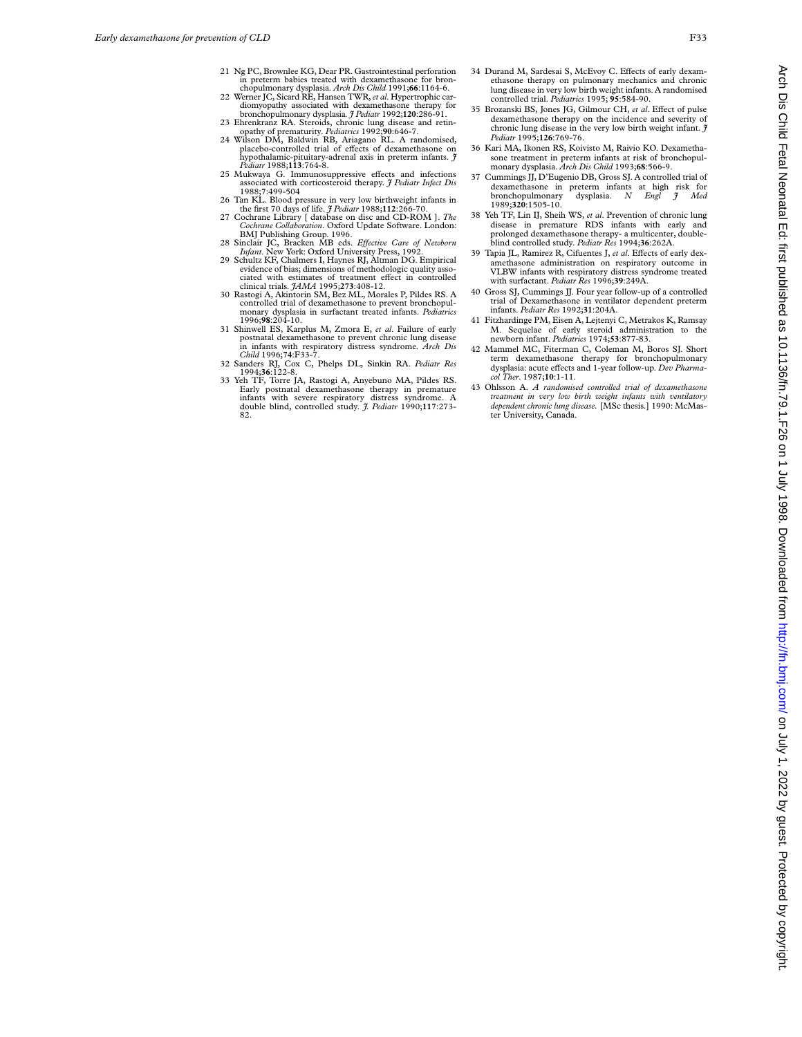21 Ng PC, Brownlee KG, Dear PR. Gastrointestinal perforation in preterm babies treated with dexamethasone for bronchopulmonary dysplasia. *Arch Dis Child* 1991;**66**:1164-6.
22 Werner JC, Sicard RE, Hansen TWR, *et al*. Hypertrophic cardiomyopathy associated with dexamethasone therapy for bronchopulmonary dysplasia. *J Pediatr* 1992;**120**:286-91.
23 Ehrenkranz RA. Steroids, chronic lung disease and retinopathy of prematurity. *Pediatrics* 1992;**90**:646-7.
24 Wilson DM, Baldwin RB, Ariagano RL. A randomised, placebo-controlled trial of effects of dexamethasone on hypothalamic-pituitary-adrenal axis in preterm infants. *J Pediatr* 1988;**113**:764-8.
25 Mukwaya G. Immunosuppressive effects and infections associated with corticosteroid therapy. *J Pediatr Infect Dis* 1988;**7**:499-504
26 Tan KL. Blood pressure in very low birthweight infants in the first 70 days of life. *J Pediatr* 1988;**112**:266-70.
27 Cochrane Library [ database on disc and CD-ROM ]. *The Cochrane Collaboration*. Oxford Update Software. London: BMJ Publishing Group. 1996.
28 Sinclair JC, Bracken MB eds. *Effective Care of Newborn Infant*. New York: Oxford University Press, 1992.
29 Schultz KF, Chalmers I, Haynes RJ, Altman DG. Empirical evidence of bias; dimensions of methodologic quality associated with estimates of treatment effect in controlled clinical trials. *JAMA* 1995;**273**:408-12.
30 Rastogi A, Akintorin SM, Bez ML, Morales P, Pildes RS. A controlled trial of dexamethasone to prevent bronchopulmonary dysplasia in surfactant treated infants. *Pediatrics* 1996;**98**:204-10.
31 Shinwell ES, Karplus M, Zmora E, *et al*. Failure of early postnatal dexamethasone to prevent chronic lung disease in infants with respiratory distress syndrome. *Arch Dis Child* 1996;**74**:F33-7.
32 Sanders RJ, Cox C, Phelps DL, Sinkin RA. *Pediatr Res* 1994;**36**:122-8.
33 Yeh TF, Torre JA, Rastogi A, Anyebuno MA, Pildes RS. Early postnatal dexamethasone therapy in premature infants with severe respiratory distress syndrome. A double blind, controlled study. *J. Pediatr* 1990;**117**:273-82.
34 Durand M, Sardesai S, McEvoy C. Effects of early dexamethasone therapy on pulmonary mechanics and chronic lung disease in very low birth weight infants. A randomised controlled trial. *Pediatrics* 1995; **95**:584-90.
35 Brozanski BS, Jones JG, Gilmour CH, *et al*. Effect of pulse dexamethasone therapy on the incidence and severity of chronic lung disease in the very low birth weight infant. *J Pediatr* 1995;**126**:769-76.
36 Kari MA, Ikonen RS, Koivisto M, Raivio KO. Dexamethasone treatment in preterm infants at risk of bronchopulmonary dysplasia. *Arch Dis Child* 1993;**68**:566-9.
37 Cummings JJ, D'Eugenio DB, Gross SJ. A controlled trial of dexamethasone in preterm infants at high risk for bronchopulmonary dysplasia. *N Engl J Med* 1989;**320**:1505-10.
38 Yeh TF, Lin IJ, Sheih WS, *et al*. Prevention of chronic lung disease in premature RDS infants with early and prolonged dexamethasone therapy- a multicenter, double-blind controlled study. *Pediatr Res* 1994;**36**:262A.
39 Tapia JL, Ramirez R, Cifuentes J, *et al*. Effects of early dexamethasone administration on respiratory outcome in VLBW infants with respiratory distress syndrome treated with surfactant. *Pediatr Res* 1996;**39**:249A.
40 Gross SJ, Cummings JJ. Four year follow-up of a controlled trial of Dexamethasone in ventilator dependent preterm infants. *Pediatr Res* 1992;**31**:204A.
41 Fitzhardinge PM, Eisen A, Lejtenyi C, Metrakos K, Ramsay M. Sequelae of early steroid administration to the newborn infant. *Pediatrics* 1974;**53**:877-83.
42 Mammel MC, Fiterman C, Coleman M, Boros SJ. Short term dexamethasone therapy for bronchopulmonary dysplasia: acute effects and 1-year follow-up. *Dev Pharmacol Ther*. 1987;**10**:1-11.
43 Ohlsson A. *A randomised controlled trial of dexamethasone treatment in very low birth weight infants with ventilatory dependent chronic lung disease.* [MSc thesis.] 1990: McMaster University, Canada.